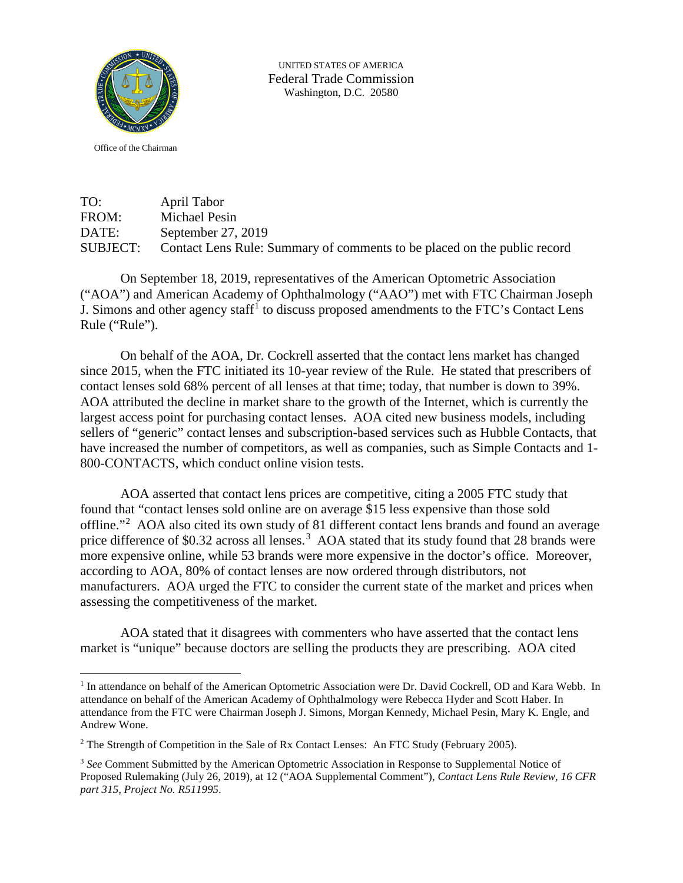UNITED STATES OF AMERICA
Federal Trade Commission
Washington, D.C. 20580

Office of the Chairman

TO: April Tabor
FROM: Michael Pesin
DATE: September 27, 2019
SUBJECT: Contact Lens Rule: Summary of comments to be placed on the public record

On September 18, 2019, representatives of the American Optometric Association ("AOA") and American Academy of Ophthalmology ("AAO") met with FTC Chairman Joseph J. Simons and other agency staff[1] to discuss proposed amendments to the FTC's Contact Lens Rule ("Rule").

On behalf of the AOA, Dr. Cockrell asserted that the contact lens market has changed since 2015, when the FTC initiated its 10-year review of the Rule. He stated that prescribers of contact lenses sold 68% percent of all lenses at that time; today, that number is down to 39%. AOA attributed the decline in market share to the growth of the Internet, which is currently the largest access point for purchasing contact lenses. AOA cited new business models, including sellers of "generic" contact lenses and subscription-based services such as Hubble Contacts, that have increased the number of competitors, as well as companies, such as Simple Contacts and 1-800-CONTACTS, which conduct online vision tests.

AOA asserted that contact lens prices are competitive, citing a 2005 FTC study that found that "contact lenses sold online are on average $15 less expensive than those sold offline."[2] AOA also cited its own study of 81 different contact lens brands and found an average price difference of $0.32 across all lenses.[3] AOA stated that its study found that 28 brands were more expensive online, while 53 brands were more expensive in the doctor's office. Moreover, according to AOA, 80% of contact lenses are now ordered through distributors, not manufacturers. AOA urged the FTC to consider the current state of the market and prices when assessing the competitiveness of the market.

AOA stated that it disagrees with commenters who have asserted that the contact lens market is "unique" because doctors are selling the products they are prescribing. AOA cited

---

[1] In attendance on behalf of the American Optometric Association were Dr. David Cockrell, OD and Kara Webb. In attendance on behalf of the American Academy of Ophthalmology were Rebecca Hyder and Scott Haber. In attendance from the FTC were Chairman Joseph J. Simons, Morgan Kennedy, Michael Pesin, Mary K. Engle, and Andrew Wone.

[2] The Strength of Competition in the Sale of Rx Contact Lenses: An FTC Study (February 2005).

[3] *See* Comment Submitted by the American Optometric Association in Response to Supplemental Notice of Proposed Rulemaking (July 26, 2019), at 12 ("AOA Supplemental Comment"), *Contact Lens Rule Review, 16 CFR part 315, Project No. R511995*.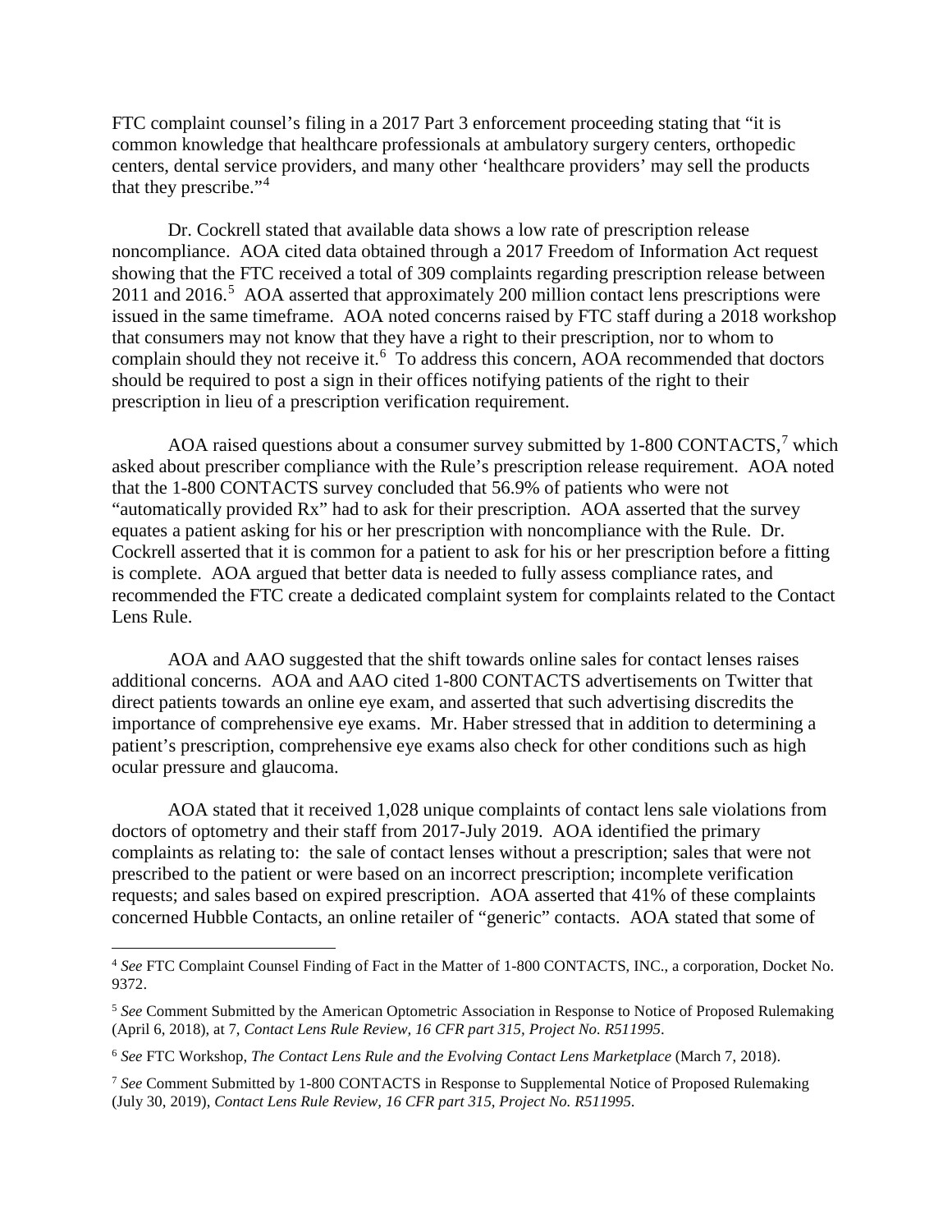FTC complaint counsel's filing in a 2017 Part 3 enforcement proceeding stating that "it is common knowledge that healthcare professionals at ambulatory surgery centers, orthopedic centers, dental service providers, and many other 'healthcare providers' may sell the products that they prescribe."[4]

Dr. Cockrell stated that available data shows a low rate of prescription release noncompliance. AOA cited data obtained through a 2017 Freedom of Information Act request showing that the FTC received a total of 309 complaints regarding prescription release between 2011 and 2016.[5] AOA asserted that approximately 200 million contact lens prescriptions were issued in the same timeframe. AOA noted concerns raised by FTC staff during a 2018 workshop that consumers may not know that they have a right to their prescription, nor to whom to complain should they not receive it.[6] To address this concern, AOA recommended that doctors should be required to post a sign in their offices notifying patients of the right to their prescription in lieu of a prescription verification requirement.

AOA raised questions about a consumer survey submitted by 1-800 CONTACTS,[7] which asked about prescriber compliance with the Rule's prescription release requirement. AOA noted that the 1-800 CONTACTS survey concluded that 56.9% of patients who were not "automatically provided Rx" had to ask for their prescription. AOA asserted that the survey equates a patient asking for his or her prescription with noncompliance with the Rule. Dr. Cockrell asserted that it is common for a patient to ask for his or her prescription before a fitting is complete. AOA argued that better data is needed to fully assess compliance rates, and recommended the FTC create a dedicated complaint system for complaints related to the Contact Lens Rule.

AOA and AAO suggested that the shift towards online sales for contact lenses raises additional concerns. AOA and AAO cited 1-800 CONTACTS advertisements on Twitter that direct patients towards an online eye exam, and asserted that such advertising discredits the importance of comprehensive eye exams. Mr. Haber stressed that in addition to determining a patient's prescription, comprehensive eye exams also check for other conditions such as high ocular pressure and glaucoma.

AOA stated that it received 1,028 unique complaints of contact lens sale violations from doctors of optometry and their staff from 2017-July 2019. AOA identified the primary complaints as relating to: the sale of contact lenses without a prescription; sales that were not prescribed to the patient or were based on an incorrect prescription; incomplete verification requests; and sales based on expired prescription. AOA asserted that 41% of these complaints concerned Hubble Contacts, an online retailer of "generic" contacts. AOA stated that some of

---

[4] *See* FTC Complaint Counsel Finding of Fact in the Matter of 1-800 CONTACTS, INC., a corporation, Docket No. 9372.

[5] *See* Comment Submitted by the American Optometric Association in Response to Notice of Proposed Rulemaking (April 6, 2018), at 7, *Contact Lens Rule Review, 16 CFR part 315, Project No. R511995*.

[6] *See* FTC Workshop, *The Contact Lens Rule and the Evolving Contact Lens Marketplace* (March 7, 2018).

[7] *See* Comment Submitted by 1-800 CONTACTS in Response to Supplemental Notice of Proposed Rulemaking (July 30, 2019), *Contact Lens Rule Review, 16 CFR part 315, Project No. R511995*.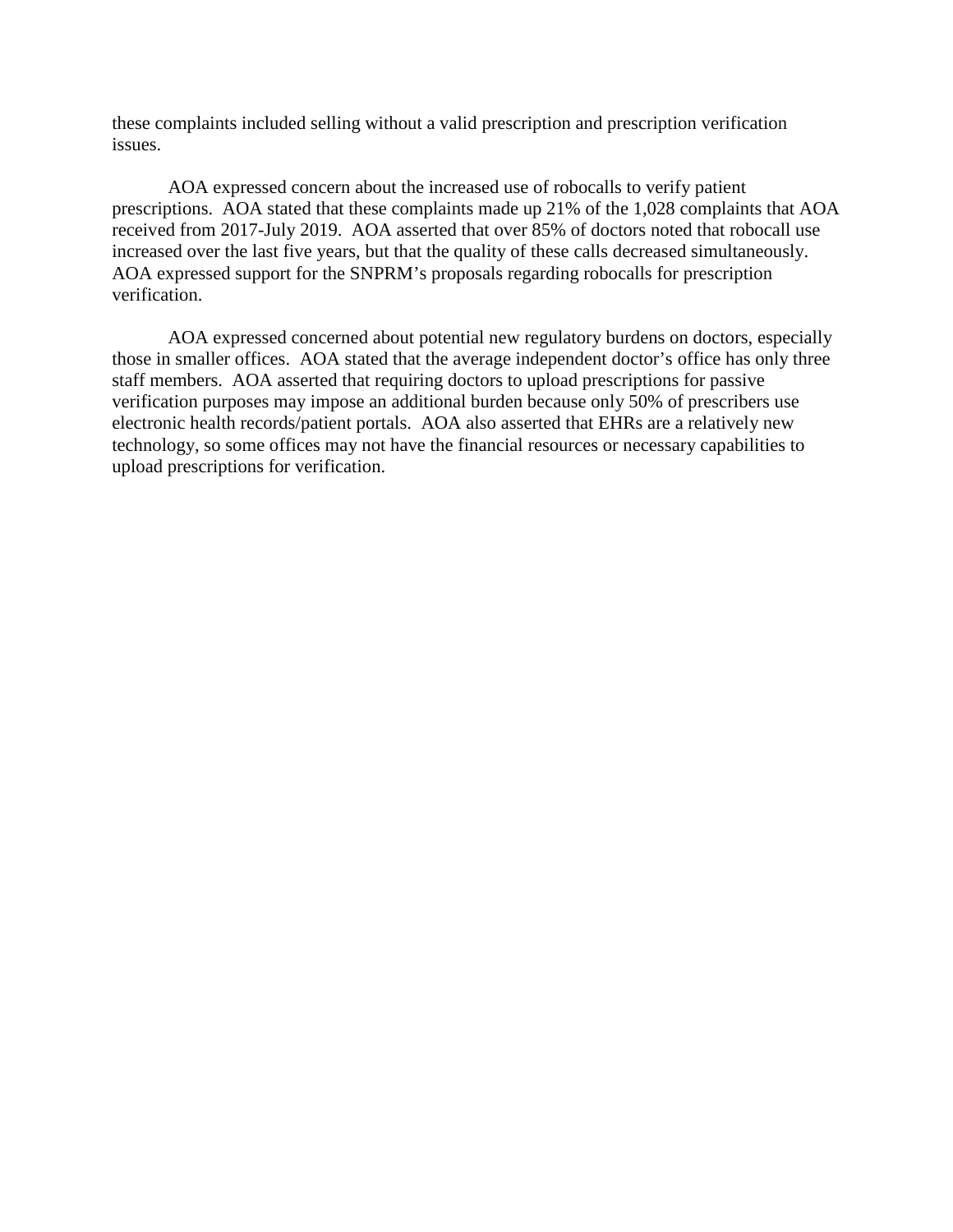these complaints included selling without a valid prescription and prescription verification issues.

AOA expressed concern about the increased use of robocalls to verify patient prescriptions. AOA stated that these complaints made up 21% of the 1,028 complaints that AOA received from 2017-July 2019. AOA asserted that over 85% of doctors noted that robocall use increased over the last five years, but that the quality of these calls decreased simultaneously. AOA expressed support for the SNPRM's proposals regarding robocalls for prescription verification.

AOA expressed concerned about potential new regulatory burdens on doctors, especially those in smaller offices. AOA stated that the average independent doctor's office has only three staff members. AOA asserted that requiring doctors to upload prescriptions for passive verification purposes may impose an additional burden because only 50% of prescribers use electronic health records/patient portals. AOA also asserted that EHRs are a relatively new technology, so some offices may not have the financial resources or necessary capabilities to upload prescriptions for verification.